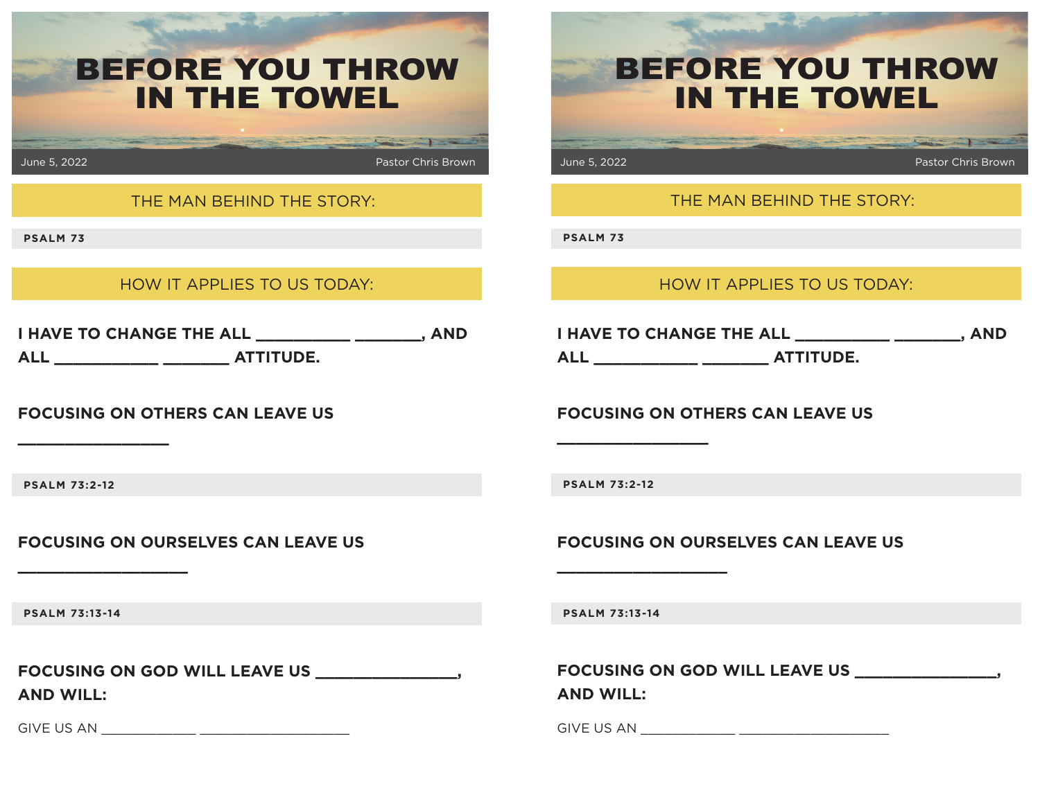# BEFORE YOU THROW IN THE TOWEL

June 5, 2022 — Pastor Chris Brown

## THE MAN BEHIND THE STORY:

**PSALM 73**

## HOW IT APPLIES TO US TODAY:

**I HAVE TO CHANGE THE ALL __________ _______, AND ALL ___________ _______ ATTITUDE.**

**FOCUSING ON OTHERS CAN LEAVE US ________________**

**PSALM 73:2-12**

**FOCUSING ON OURSELVES CAN LEAVE US __________________**

**PSALM 73:13-14**

**FOCUSING ON GOD WILL LEAVE US _______________, AND WILL:**

GIVE US AN __________ ________________

---

# BEFORE YOU THROW IN THE TOWEL

June 5, 2022 — Pastor Chris Brown

## THE MAN BEHIND THE STORY:

**PSALM 73**

## HOW IT APPLIES TO US TODAY:

**I HAVE TO CHANGE THE ALL __________ _______, AND ALL ___________ _______ ATTITUDE.**

**FOCUSING ON OTHERS CAN LEAVE US ________________**

**PSALM 73:2-12**

**FOCUSING ON OURSELVES CAN LEAVE US __________________**

**PSALM 73:13-14**

**FOCUSING ON GOD WILL LEAVE US _______________, AND WILL:**

GIVE US AN __________ ________________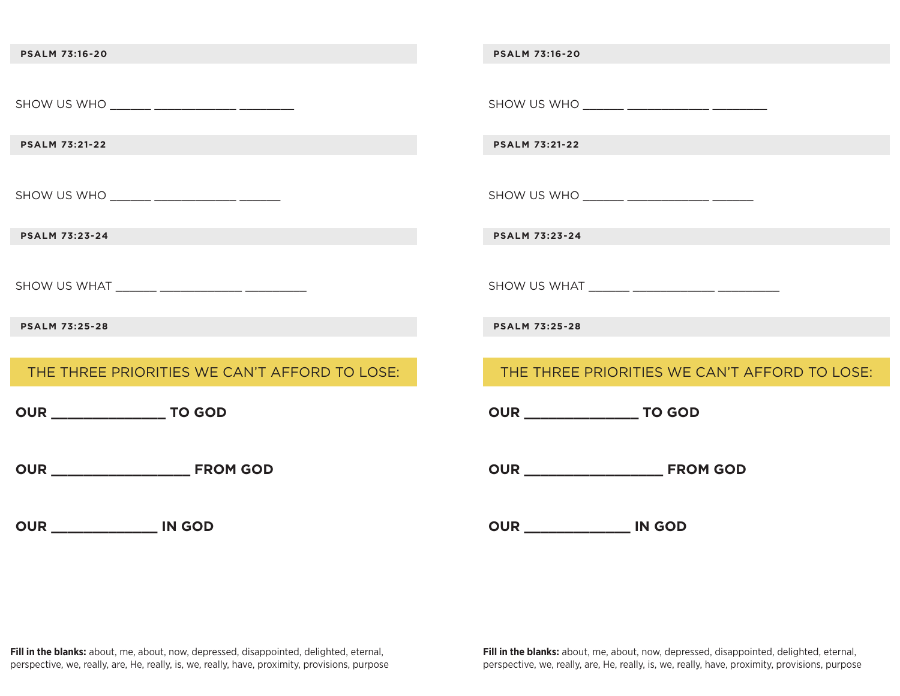**PSALM 73:16-20**

SHOW US WHO _______ _____________ _________

**PSALM 73:21-22**

SHOW US WHO _______ _____________ _______

**PSALM 73:23-24**

SHOW US WHAT _______ _____________ __________

**PSALM 73:25-28**

## THE THREE PRIORITIES WE CAN'T AFFORD TO LOSE:

**OUR _______________ TO GOD**

**OUR ___________________ FROM GOD**

**OUR ______________ IN GOD**

**Fill in the blanks:** about, me, about, now, depressed, disappointed, delighted, eternal, perspective, we, really, are, He, really, is, we, really, have, proximity, provisions, purpose

**PSALM 73:16-20**

SHOW US WHO _______ _____________ _________

**PSALM 73:21-22**

SHOW US WHO _______ _____________ _______

**PSALM 73:23-24**

SHOW US WHAT _______ _____________ __________

**PSALM 73:25-28**

## THE THREE PRIORITIES WE CAN'T AFFORD TO LOSE:

**OUR _______________ TO GOD**

**OUR ___________________ FROM GOD**

**OUR ______________ IN GOD**

**Fill in the blanks:** about, me, about, now, depressed, disappointed, delighted, eternal, perspective, we, really, are, He, really, is, we, really, have, proximity, provisions, purpose